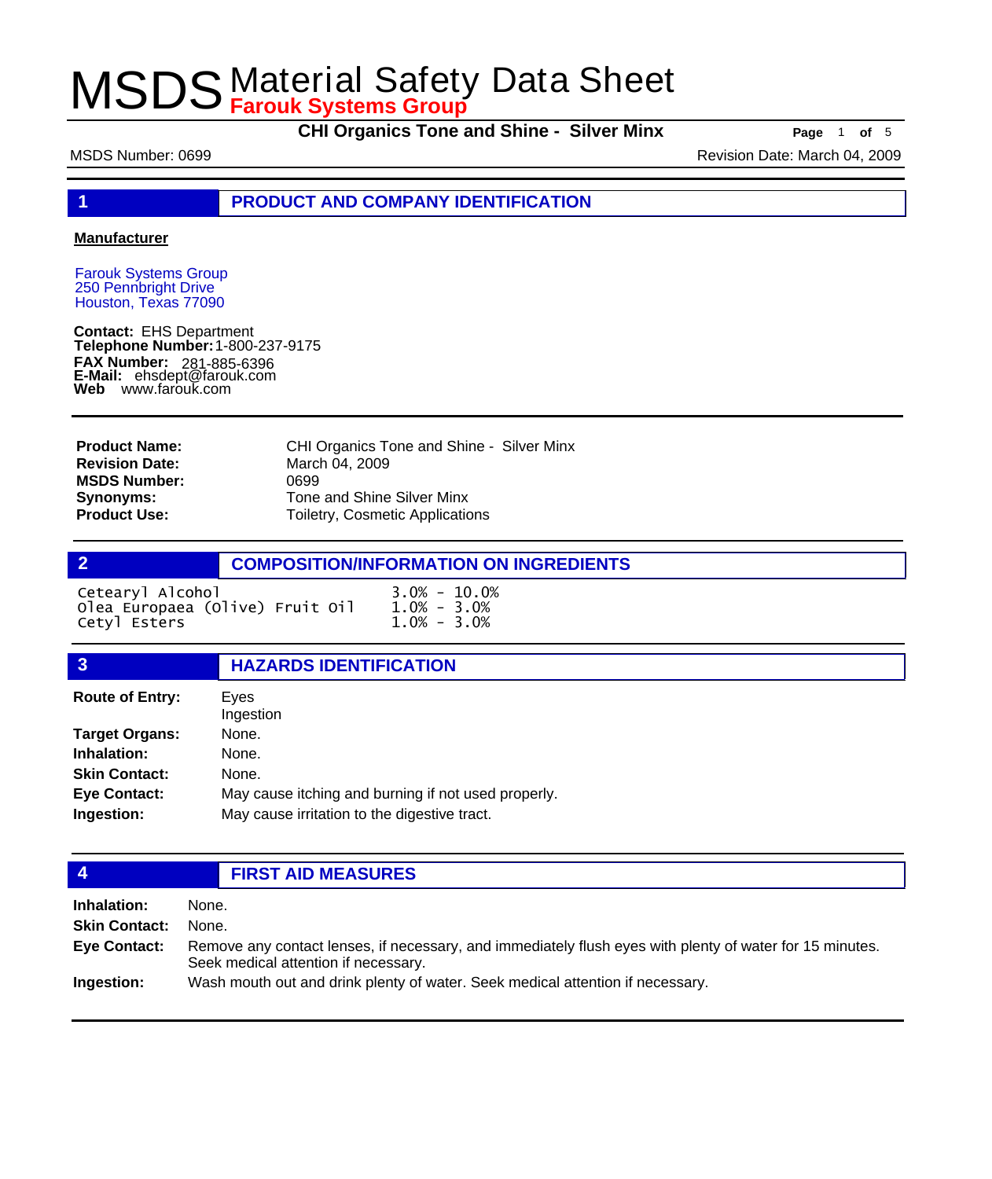# MSDS Material Safety Data Sheet

**Farouk Systems Group**

**CHI Organics Tone and Shine - Silver Minx**

MSDS Number: 0699 | Revision Date: March 04, 2009

## 1 PRODUCT AND COMPANY IDENTIFICATION

**Manufacturer**

Farouk Systems Group
250 Pennbright Drive
Houston, Texas 77090

**Contact:** EHS Department
**Telephone Number:** 1-800-237-9175
**FAX Number:** 281-885-6396
**E-Mail:** ehsdept@farouk.com
**Web** www.farouk.com

**Product Name:** CHI Organics Tone and Shine - Silver Minx
**Revision Date:** March 04, 2009
**MSDS Number:** 0699
**Synonyms:** Tone and Shine Silver Minx
**Product Use:** Toiletry, Cosmetic Applications

## 2 COMPOSITION/INFORMATION ON INGREDIENTS

| Ingredient | Concentration |
|---|---|
| Cetearyl Alcohol | 3.0% - 10.0% |
| Olea Europaea (Olive) Fruit Oil | 1.0% - 3.0% |
| Cetyl Esters | 1.0% - 3.0% |

## 3 HAZARDS IDENTIFICATION

**Route of Entry:** Eyes
Ingestion
**Target Organs:** None.
**Inhalation:** None.
**Skin Contact:** None.
**Eye Contact:** May cause itching and burning if not used properly.
**Ingestion:** May cause irritation to the digestive tract.

## 4 FIRST AID MEASURES

**Inhalation:** None.
**Skin Contact:** None.
**Eye Contact:** Remove any contact lenses, if necessary, and immediately flush eyes with plenty of water for 15 minutes. Seek medical attention if necessary.
**Ingestion:** Wash mouth out and drink plenty of water. Seek medical attention if necessary.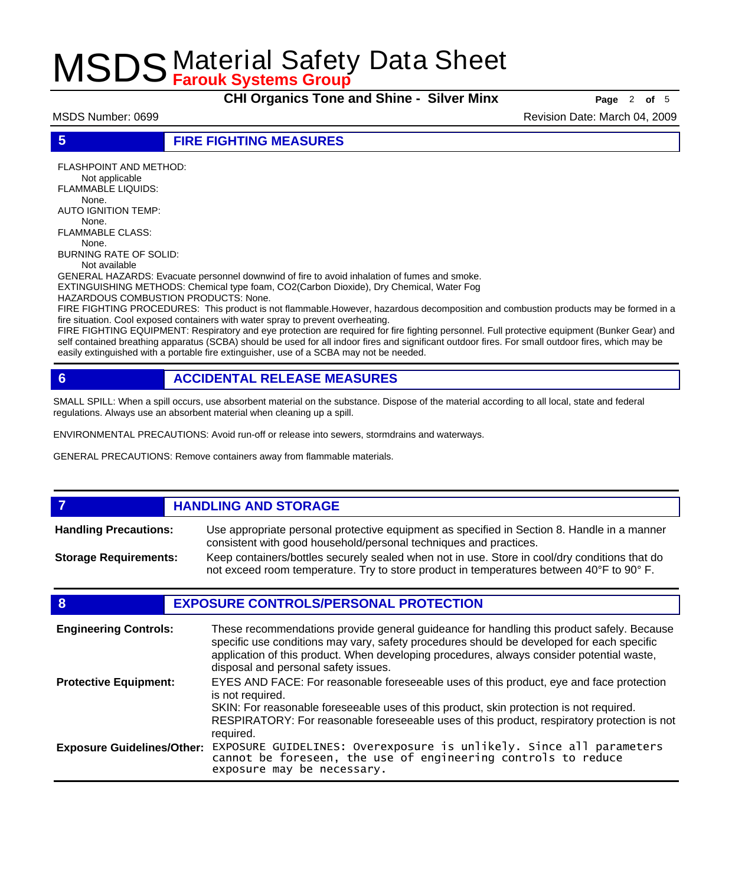## 5 FIRE FIGHTING MEASURES

FLASHPOINT AND METHOD:
Not applicable
FLAMMABLE LIQUIDS:
None.
AUTO IGNITION TEMP:
None.
FLAMMABLE CLASS:
None.
BURNING RATE OF SOLID:
Not available
GENERAL HAZARDS: Evacuate personnel downwind of fire to avoid inhalation of fumes and smoke.
EXTINGUISHING METHODS: Chemical type foam, $CO_2$(Carbon Dioxide), Dry Chemical, Water Fog
HAZARDOUS COMBUSTION PRODUCTS: None.
FIRE FIGHTING PROCEDURES: This product is not flammable.However, hazardous decomposition and combustion products may be formed in a fire situation. Cool exposed containers with water spray to prevent overheating.
FIRE FIGHTING EQUIPMENT: Respiratory and eye protection are required for fire fighting personnel. Full protective equipment (Bunker Gear) and self contained breathing apparatus (SCBA) should be used for all indoor fires and significant outdoor fires. For small outdoor fires, which may be easily extinguished with a portable fire extinguisher, use of a SCBA may not be needed.

## 6 ACCIDENTAL RELEASE MEASURES

SMALL SPILL: When a spill occurs, use absorbent material on the substance. Dispose of the material according to all local, state and federal regulations. Always use an absorbent material when cleaning up a spill.

ENVIRONMENTAL PRECAUTIONS: Avoid run-off or release into sewers, stormdrains and waterways.

GENERAL PRECAUTIONS: Remove containers away from flammable materials.

## 7 HANDLING AND STORAGE

**Handling Precautions:** Use appropriate personal protective equipment as specified in Section 8. Handle in a manner consistent with good household/personal techniques and practices.

**Storage Requirements:** Keep containers/bottles securely sealed when not in use. Store in cool/dry conditions that do not exceed room temperature. Try to store product in temperatures between 40°F to 90° F.

## 8 EXPOSURE CONTROLS/PERSONAL PROTECTION

**Engineering Controls:** These recommendations provide general guideance for handling this product safely. Because specific use conditions may vary, safety procedures should be developed for each specific application of this product. When developing procedures, always consider potential waste, disposal and personal safety issues.

**Protective Equipment:** EYES AND FACE: For reasonable foreseeable uses of this product, eye and face protection is not required.
SKIN: For reasonable foreseeable uses of this product, skin protection is not required.
RESPIRATORY: For reasonable foreseeable uses of this product, respiratory protection is not required.

**Exposure Guidelines/Other:** EXPOSURE GUIDELINES: Overexposure is unlikely. Since all parameters cannot be foreseen, the use of engineering controls to reduce exposure may be necessary.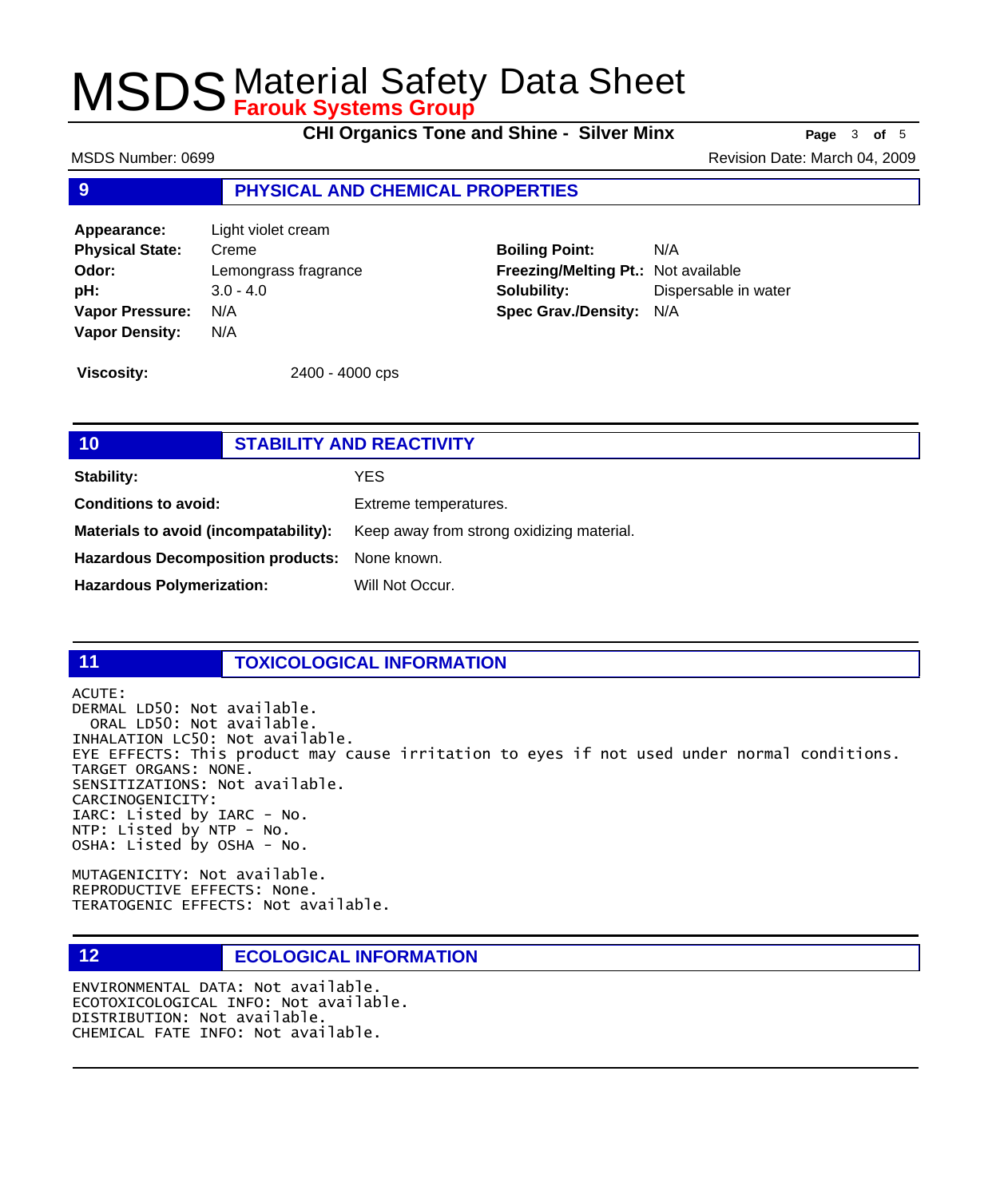## 9 PHYSICAL AND CHEMICAL PROPERTIES

| | | | |
|---|---|---|---|
| **Appearance:** | Light violet cream | | |
| **Physical State:** | Creme | **Boiling Point:** | N/A |
| **Odor:** | Lemongrass fragrance | **Freezing/Melting Pt.:** | Not available |
| **pH:** | 3.0 - 4.0 | **Solubility:** | Dispersable in water |
| **Vapor Pressure:** | N/A | **Spec Grav./Density:** | N/A |
| **Vapor Density:** | N/A | | |

**Viscosity:** 2400 - 4000 cps

## 10 STABILITY AND REACTIVITY

**Stability:** YES

**Conditions to avoid:** Extreme temperatures.

**Materials to avoid (incompatability):** Keep away from strong oxidizing material.

**Hazardous Decomposition products:** None known.

**Hazardous Polymerization:** Will Not Occur.

## 11 TOXICOLOGICAL INFORMATION

ACUTE:
DERMAL LD50: Not available.
ORAL LD50: Not available.
INHALATION LC50: Not available.
EYE EFFECTS: This product may cause irritation to eyes if not used under normal conditions.
TARGET ORGANS: NONE.
SENSITIZATIONS: Not available.
CARCINOGENICITY:
IARC: Listed by IARC - No.
NTP: Listed by NTP - No.
OSHA: Listed by OSHA - No.

MUTAGENICITY: Not available.
REPRODUCTIVE EFFECTS: None.
TERATOGENIC EFFECTS: Not available.

## 12 ECOLOGICAL INFORMATION

ENVIRONMENTAL DATA: Not available.
ECOTOXICOLOGICAL INFO: Not available.
DISTRIBUTION: Not available.
CHEMICAL FATE INFO: Not available.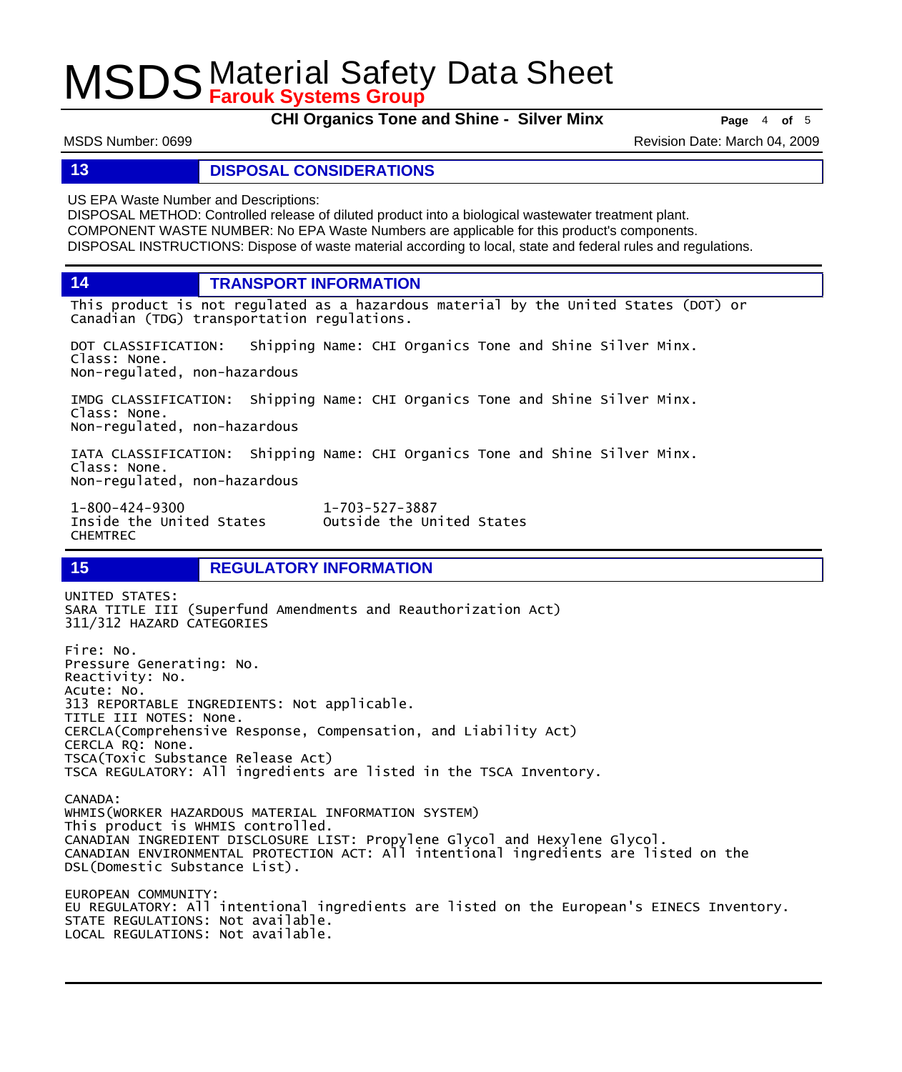## 13 DISPOSAL CONSIDERATIONS

US EPA Waste Number and Descriptions:
DISPOSAL METHOD: Controlled release of diluted product into a biological wastewater treatment plant.
COMPONENT WASTE NUMBER: No EPA Waste Numbers are applicable for this product's components.
DISPOSAL INSTRUCTIONS: Dispose of waste material according to local, state and federal rules and regulations.

## 14 TRANSPORT INFORMATION

This product is not regulated as a hazardous material by the United States (DOT) or Canadian (TDG) transportation regulations.

DOT CLASSIFICATION: Shipping Name: CHI Organics Tone and Shine Silver Minx.
Class: None.
Non-regulated, non-hazardous

IMDG CLASSIFICATION: Shipping Name: CHI Organics Tone and Shine Silver Minx.
Class: None.
Non-regulated, non-hazardous

IATA CLASSIFICATION: Shipping Name: CHI Organics Tone and Shine Silver Minx.
Class: None.
Non-regulated, non-hazardous

1-800-424-9300
Inside the United States
CHEMTREC

1-703-527-3887
Outside the United States

## 15 REGULATORY INFORMATION

UNITED STATES:
SARA TITLE III (Superfund Amendments and Reauthorization Act)
311/312 HAZARD CATEGORIES

Fire: No.
Pressure Generating: No.
Reactivity: No.
Acute: No.
313 REPORTABLE INGREDIENTS: Not applicable.
TITLE III NOTES: None.
CERCLA(Comprehensive Response, Compensation, and Liability Act)
CERCLA RQ: None.
TSCA(Toxic Substance Release Act)
TSCA REGULATORY: All ingredients are listed in the TSCA Inventory.

CANADA:
WHMIS(WORKER HAZARDOUS MATERIAL INFORMATION SYSTEM)
This product is WHMIS controlled.
CANADIAN INGREDIENT DISCLOSURE LIST: Propylene Glycol and Hexylene Glycol.
CANADIAN ENVIRONMENTAL PROTECTION ACT: All intentional ingredients are listed on the DSL(Domestic Substance List).

EUROPEAN COMMUNITY:
EU REGULATORY: All intentional ingredients are listed on the European's EINECS Inventory.
STATE REGULATIONS: Not available.
LOCAL REGULATIONS: Not available.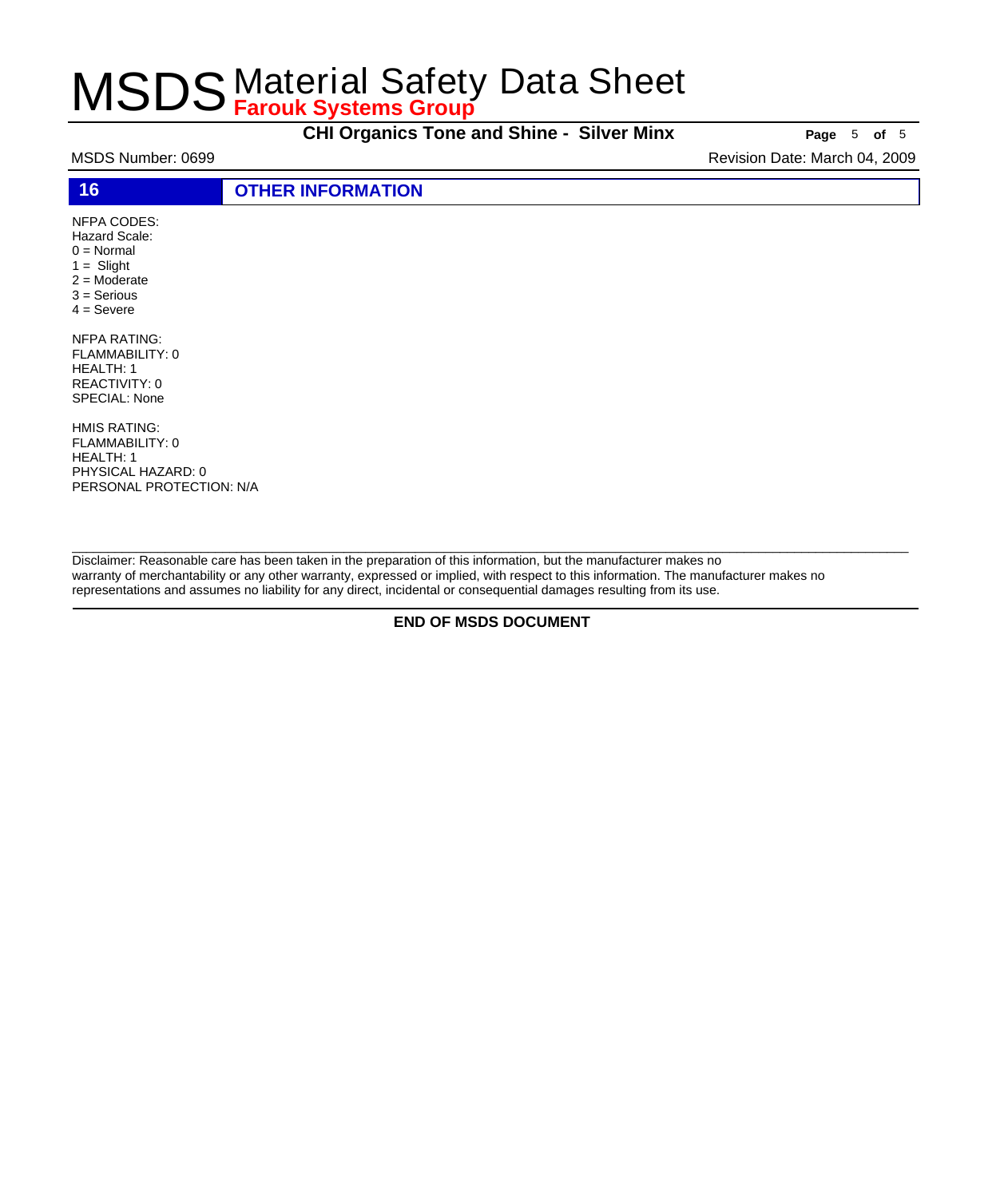## 16 OTHER INFORMATION

NFPA CODES:
Hazard Scale:
0 = Normal
1 = Slight
2 = Moderate
3 = Serious
4 = Severe

NFPA RATING:
FLAMMABILITY: 0
HEALTH: 1
REACTIVITY: 0
SPECIAL: None

HMIS RATING:
FLAMMABILITY: 0
HEALTH: 1
PHYSICAL HAZARD: 0
PERSONAL PROTECTION: N/A

---

Disclaimer: Reasonable care has been taken in the preparation of this information, but the manufacturer makes no warranty of merchantability or any other warranty, expressed or implied, with respect to this information. The manufacturer makes no representations and assumes no liability for any direct, incidental or consequential damages resulting from its use.

**END OF MSDS DOCUMENT**